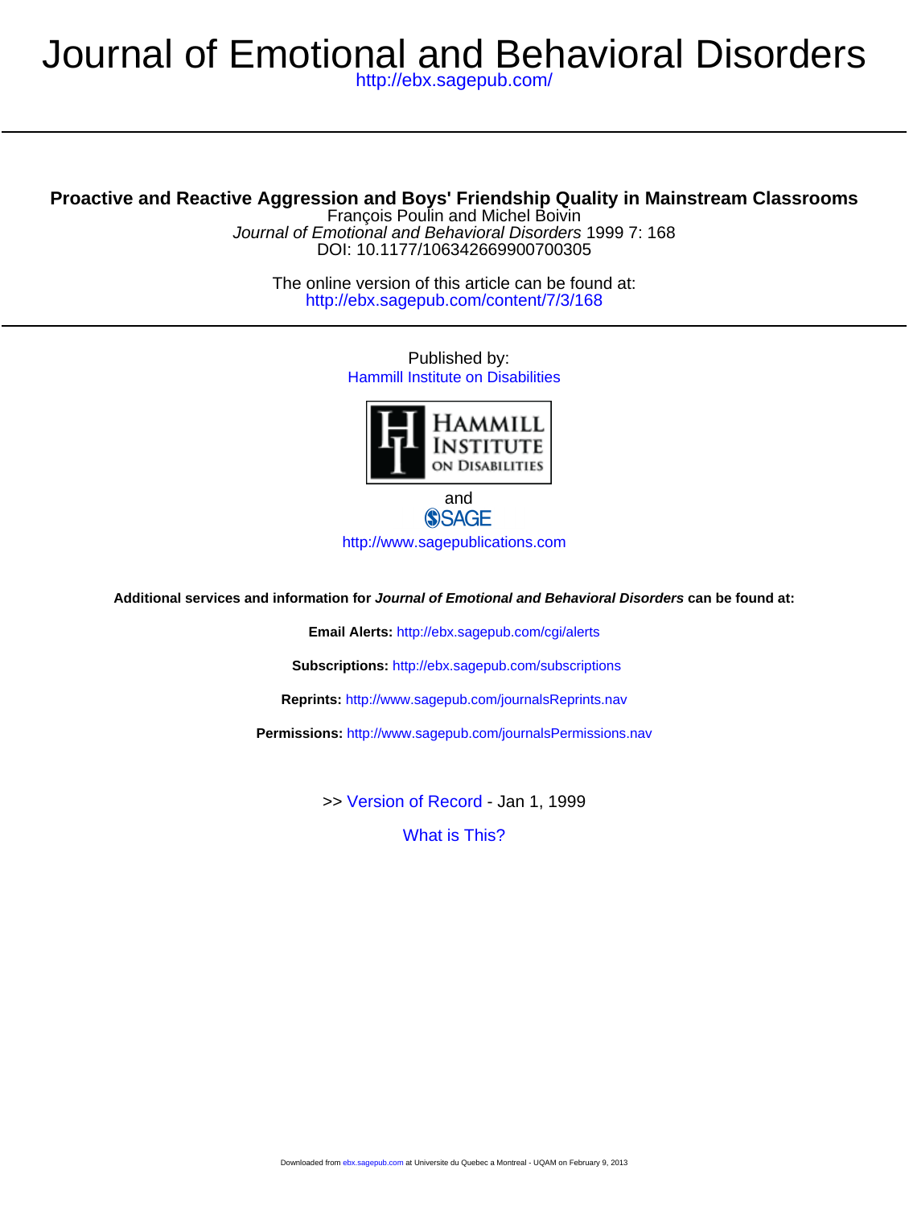# Journal of Emotional and Behavioral Disorders

http://ebx.sagepub.com/

## Proactive and Reactive Aggression and Boys' Friendship Quality in Mainstream Classrooms

François Poulin and Michel Boivin

*Journal of Emotional and Behavioral Disorders* 1999 7: 168

DOI: 10.1177/106342669900700305

The online version of this article can be found at:
http://ebx.sagepub.com/content/7/3/168

Published by:

Hammill Institute on Disabilities

and

SAGE

http://www.sagepublications.com

**Additional services and information for *Journal of Emotional and Behavioral Disorders* can be found at:**

**Email Alerts:** http://ebx.sagepub.com/cgi/alerts

**Subscriptions:** http://ebx.sagepub.com/subscriptions

**Reprints:** http://www.sagepub.com/journalsReprints.nav

**Permissions:** http://www.sagepub.com/journalsPermissions.nav

>> Version of Record - Jan 1, 1999

What is This?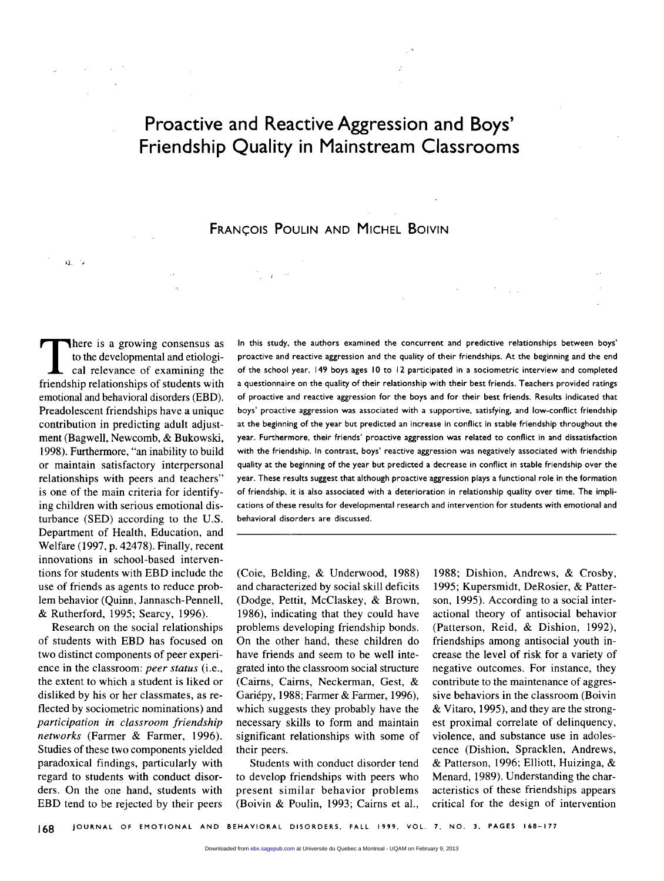# Proactive and Reactive Aggression and Boys' Friendship Quality in Mainstream Classrooms

FRANÇOIS POULIN AND MICHEL BOIVIN

In this study, the authors examined the concurrent and predictive relationships between boys' proactive and reactive aggression and the quality of their friendships. At the beginning and the end of the school year, 149 boys ages 10 to 12 participated in a sociometric interview and completed a questionnaire on the quality of their relationship with their best friends. Teachers provided ratings of proactive and reactive aggression for the boys and for their best friends. Results indicated that boys' proactive aggression was associated with a supportive, satisfying, and low-conflict friendship at the beginning of the year but predicted an increase in conflict in stable friendship throughout the year. Furthermore, their friends' proactive aggression was related to conflict in and dissatisfaction with the friendship. In contrast, boys' reactive aggression was negatively associated with friendship quality at the beginning of the year but predicted a decrease in conflict in stable friendship over the year. These results suggest that although proactive aggression plays a functional role in the formation of friendship, it is also associated with a deterioration in relationship quality over time. The implications of these results for developmental research and intervention for students with emotional and behavioral disorders are discussed.

There is a growing consensus as to the developmental and etiological relevance of examining the friendship relationships of students with emotional and behavioral disorders (EBD). Preadolescent friendships have a unique contribution in predicting adult adjustment (Bagwell, Newcomb, & Bukowski, 1998). Furthermore, "an inability to build or maintain satisfactory interpersonal relationships with peers and teachers" is one of the main criteria for identifying children with serious emotional disturbance (SED) according to the U.S. Department of Health, Education, and Welfare (1997, p. 42478). Finally, recent innovations in school-based interventions for students with EBD include the use of friends as agents to reduce problem behavior (Quinn, Jannasch-Pennell, & Rutherford, 1995; Searcy, 1996).

Research on the social relationships of students with EBD has focused on two distinct components of peer experience in the classroom: *peer status* (i.e., the extent to which a student is liked or disliked by his or her classmates, as reflected by sociometric nominations) and *participation in classroom friendship networks* (Farmer & Farmer, 1996). Studies of these two components yielded paradoxical findings, particularly with regard to students with conduct disorders. On the one hand, students with EBD tend to be rejected by their peers (Coie, Belding, & Underwood, 1988) and characterized by social skill deficits (Dodge, Pettit, McClaskey, & Brown, 1986), indicating that they could have problems developing friendship bonds. On the other hand, these children do have friends and seem to be well integrated into the classroom social structure (Cairns, Cairns, Neckerman, Gest, & Gariépy, 1988; Farmer & Farmer, 1996), which suggests they probably have the necessary skills to form and maintain significant relationships with some of their peers.

Students with conduct disorder tend to develop friendships with peers who present similar behavior problems (Boivin & Poulin, 1993; Cairns et al., 1988; Dishion, Andrews, & Crosby, 1995; Kupersmidt, DeRosier, & Patterson, 1995). According to a social interactional theory of antisocial behavior (Patterson, Reid, & Dishion, 1992), friendships among antisocial youth increase the level of risk for a variety of negative outcomes. For instance, they contribute to the maintenance of aggressive behaviors in the classroom (Boivin & Vitaro, 1995), and they are the strongest proximal correlate of delinquency, violence, and substance use in adolescence (Dishion, Spracklen, Andrews, & Patterson, 1996; Elliott, Huizinga, & Menard, 1989). Understanding the characteristics of these friendships appears critical for the design of intervention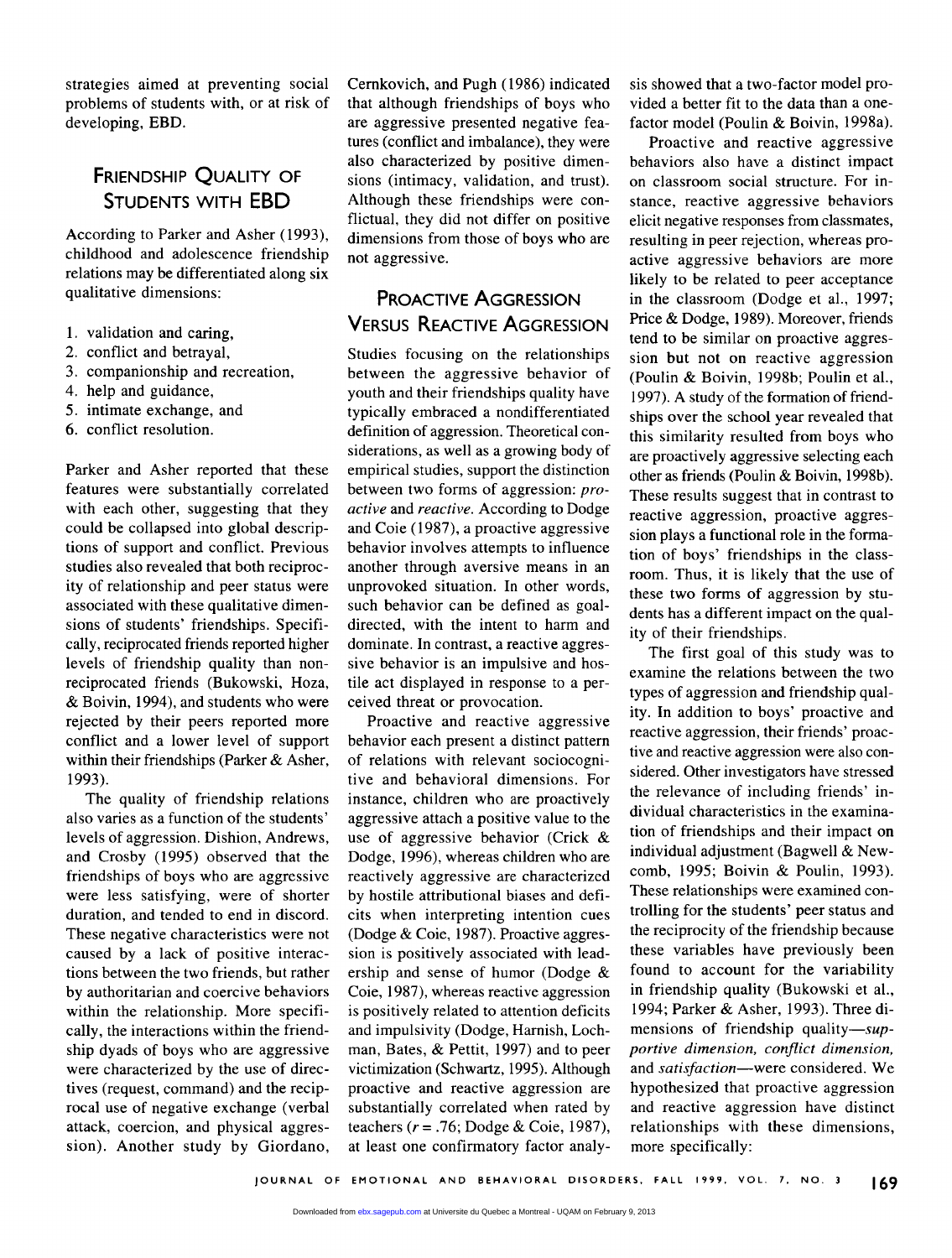strategies aimed at preventing social problems of students with, or at risk of developing, EBD.

## Friendship Quality of Students with EBD

According to Parker and Asher (1993), childhood and adolescence friendship relations may be differentiated along six qualitative dimensions:

1. validation and caring,
2. conflict and betrayal,
3. companionship and recreation,
4. help and guidance,
5. intimate exchange, and
6. conflict resolution.

Parker and Asher reported that these features were substantially correlated with each other, suggesting that they could be collapsed into global descriptions of support and conflict. Previous studies also revealed that both reciprocity of relationship and peer status were associated with these qualitative dimensions of students' friendships. Specifically, reciprocated friends reported higher levels of friendship quality than nonreciprocated friends (Bukowski, Hoza, & Boivin, 1994), and students who were rejected by their peers reported more conflict and a lower level of support within their friendships (Parker & Asher, 1993).

The quality of friendship relations also varies as a function of the students' levels of aggression. Dishion, Andrews, and Crosby (1995) observed that the friendships of boys who are aggressive were less satisfying, were of shorter duration, and tended to end in discord. These negative characteristics were not caused by a lack of positive interactions between the two friends, but rather by authoritarian and coercive behaviors within the relationship. More specifically, the interactions within the friendship dyads of boys who are aggressive were characterized by the use of directives (request, command) and the reciprocal use of negative exchange (verbal attack, coercion, and physical aggression). Another study by Giordano, Cernkovich, and Pugh (1986) indicated that although friendships of boys who are aggressive presented negative features (conflict and imbalance), they were also characterized by positive dimensions (intimacy, validation, and trust). Although these friendships were conflictual, they did not differ on positive dimensions from those of boys who are not aggressive.

## Proactive Aggression Versus Reactive Aggression

Studies focusing on the relationships between the aggressive behavior of youth and their friendships quality have typically embraced a nondifferentiated definition of aggression. Theoretical considerations, as well as a growing body of empirical studies, support the distinction between two forms of aggression: *proactive* and *reactive*. According to Dodge and Coie (1987), a proactive aggressive behavior involves attempts to influence another through aversive means in an unprovoked situation. In other words, such behavior can be defined as goal-directed, with the intent to harm and dominate. In contrast, a reactive aggressive behavior is an impulsive and hostile act displayed in response to a perceived threat or provocation.

Proactive and reactive aggressive behavior each present a distinct pattern of relations with relevant sociocognitive and behavioral dimensions. For instance, children who are proactively aggressive attach a positive value to the use of aggressive behavior (Crick & Dodge, 1996), whereas children who are reactively aggressive are characterized by hostile attributional biases and deficits when interpreting intention cues (Dodge & Coie, 1987). Proactive aggression is positively associated with leadership and sense of humor (Dodge & Coie, 1987), whereas reactive aggression is positively related to attention deficits and impulsivity (Dodge, Harnish, Lochman, Bates, & Pettit, 1997) and to peer victimization (Schwartz, 1995). Although proactive and reactive aggression are substantially correlated when rated by teachers ($r = .76$; Dodge & Coie, 1987), at least one confirmatory factor analysis showed that a two-factor model provided a better fit to the data than a one-factor model (Poulin & Boivin, 1998a).

Proactive and reactive aggressive behaviors also have a distinct impact on classroom social structure. For instance, reactive aggressive behaviors elicit negative responses from classmates, resulting in peer rejection, whereas proactive aggressive behaviors are more likely to be related to peer acceptance in the classroom (Dodge et al., 1997; Price & Dodge, 1989). Moreover, friends tend to be similar on proactive aggression but not on reactive aggression (Poulin & Boivin, 1998b; Poulin et al., 1997). A study of the formation of friendships over the school year revealed that this similarity resulted from boys who are proactively aggressive selecting each other as friends (Poulin & Boivin, 1998b). These results suggest that in contrast to reactive aggression, proactive aggression plays a functional role in the formation of boys' friendships in the classroom. Thus, it is likely that the use of these two forms of aggression by students has a different impact on the quality of their friendships.

The first goal of this study was to examine the relations between the two types of aggression and friendship quality. In addition to boys' proactive and reactive aggression, their friends' proactive and reactive aggression were also considered. Other investigators have stressed the relevance of including friends' individual characteristics in the examination of friendships and their impact on individual adjustment (Bagwell & Newcomb, 1995; Boivin & Poulin, 1993). These relationships were examined controlling for the students' peer status and the reciprocity of the friendship because these variables have previously been found to account for the variability in friendship quality (Bukowski et al., 1994; Parker & Asher, 1993). Three dimensions of friendship quality—*supportive dimension, conflict dimension,* and *satisfaction*—were considered. We hypothesized that proactive aggression and reactive aggression have distinct relationships with these dimensions, more specifically: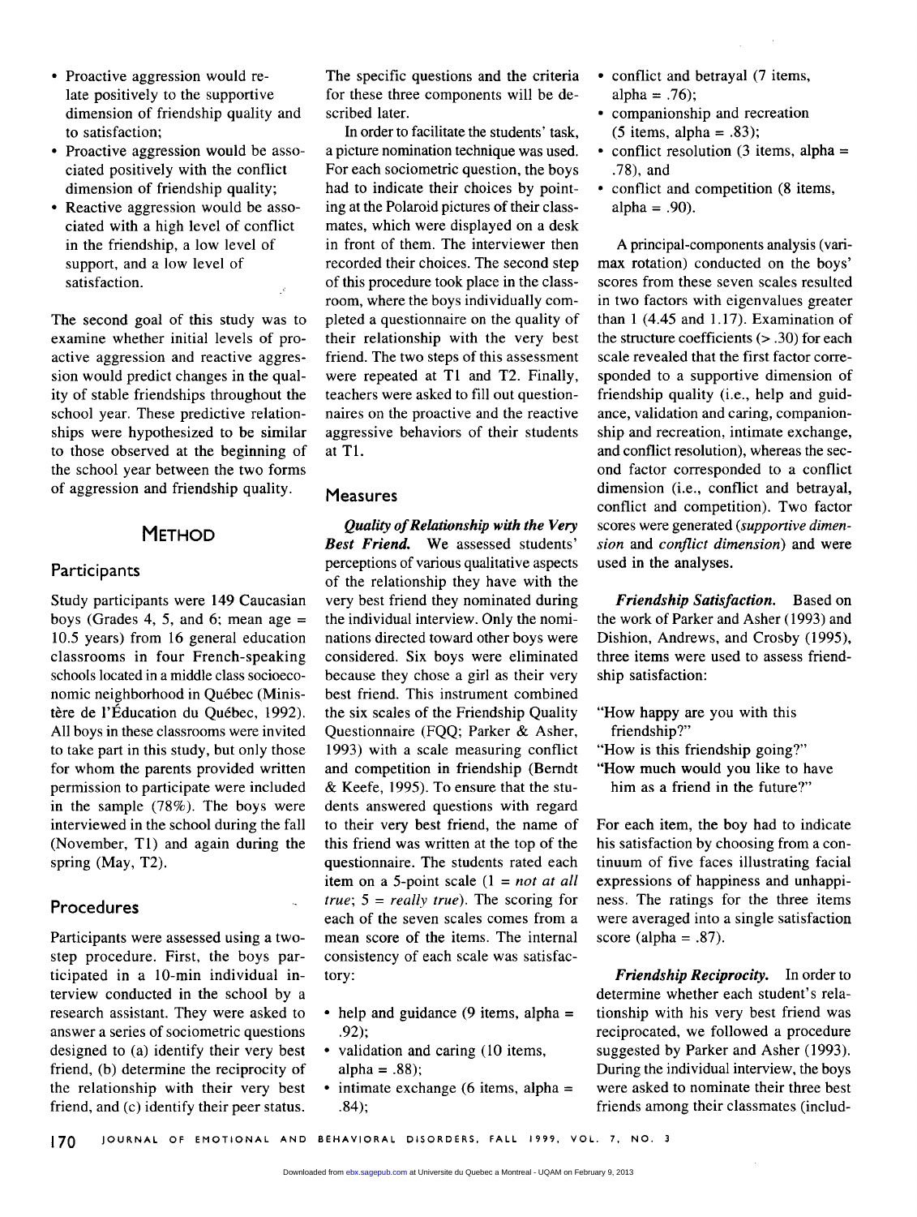- Proactive aggression would relate positively to the supportive dimension of friendship quality and to satisfaction;
- Proactive aggression would be associated positively with the conflict dimension of friendship quality;
- Reactive aggression would be associated with a high level of conflict in the friendship, a low level of support, and a low level of satisfaction.

The second goal of this study was to examine whether initial levels of proactive aggression and reactive aggression would predict changes in the quality of stable friendships throughout the school year. These predictive relationships were hypothesized to be similar to those observed at the beginning of the school year between the two forms of aggression and friendship quality.

## METHOD

### Participants

Study participants were 149 Caucasian boys (Grades 4, 5, and 6; mean age = 10.5 years) from 16 general education classrooms in four French-speaking schools located in a middle class socioeconomic neighborhood in Québec (Ministère de l'Éducation du Québec, 1992). All boys in these classrooms were invited to take part in this study, but only those for whom the parents provided written permission to participate were included in the sample (78%). The boys were interviewed in the school during the fall (November, T1) and again during the spring (May, T2).

### Procedures

Participants were assessed using a two-step procedure. First, the boys participated in a 10-min individual interview conducted in the school by a research assistant. They were asked to answer a series of sociometric questions designed to (a) identify their very best friend, (b) determine the reciprocity of the relationship with their very best friend, and (c) identify their peer status. The specific questions and the criteria for these three components will be described later.

In order to facilitate the students' task, a picture nomination technique was used. For each sociometric question, the boys had to indicate their choices by pointing at the Polaroid pictures of their classmates, which were displayed on a desk in front of them. The interviewer then recorded their choices. The second step of this procedure took place in the classroom, where the boys individually completed a questionnaire on the quality of their relationship with the very best friend. The two steps of this assessment were repeated at T1 and T2. Finally, teachers were asked to fill out questionnaires on the proactive and the reactive aggressive behaviors of their students at T1.

### Measures

***Quality of Relationship with the Very Best Friend.*** We assessed students' perceptions of various qualitative aspects of the relationship they have with the very best friend they nominated during the individual interview. Only the nominations directed toward other boys were considered. Six boys were eliminated because they chose a girl as their very best friend. This instrument combined the six scales of the Friendship Quality Questionnaire (FQQ; Parker & Asher, 1993) with a scale measuring conflict and competition in friendship (Berndt & Keefe, 1995). To ensure that the students answered questions with regard to their very best friend, the name of this friend was written at the top of the questionnaire. The students rated each item on a 5-point scale (1 = *not at all true*; 5 = *really true*). The scoring for each of the seven scales comes from a mean score of the items. The internal consistency of each scale was satisfactory:

- help and guidance (9 items, alpha = .92);
- validation and caring (10 items, alpha = .88);
- intimate exchange (6 items, alpha = .84);
- conflict and betrayal (7 items, alpha = .76);
- companionship and recreation (5 items, alpha = .83);
- conflict resolution (3 items, alpha = .78), and
- conflict and competition (8 items, alpha = .90).

A principal-components analysis (varimax rotation) conducted on the boys' scores from these seven scales resulted in two factors with eigenvalues greater than 1 (4.45 and 1.17). Examination of the structure coefficients (> .30) for each scale revealed that the first factor corresponded to a supportive dimension of friendship quality (i.e., help and guidance, validation and caring, companionship and recreation, intimate exchange, and conflict resolution), whereas the second factor corresponded to a conflict dimension (i.e., conflict and betrayal, conflict and competition). Two factor scores were generated (*supportive dimension* and *conflict dimension*) and were used in the analyses.

***Friendship Satisfaction.*** Based on the work of Parker and Asher (1993) and Dishion, Andrews, and Crosby (1995), three items were used to assess friendship satisfaction:

"How happy are you with this friendship?"
"How is this friendship going?"
"How much would you like to have him as a friend in the future?"

For each item, the boy had to indicate his satisfaction by choosing from a continuum of five faces illustrating facial expressions of happiness and unhappiness. The ratings for the three items were averaged into a single satisfaction score (alpha = .87).

***Friendship Reciprocity.*** In order to determine whether each student's relationship with his very best friend was reciprocated, we followed a procedure suggested by Parker and Asher (1993). During the individual interview, the boys were asked to nominate their three best friends among their classmates (includ-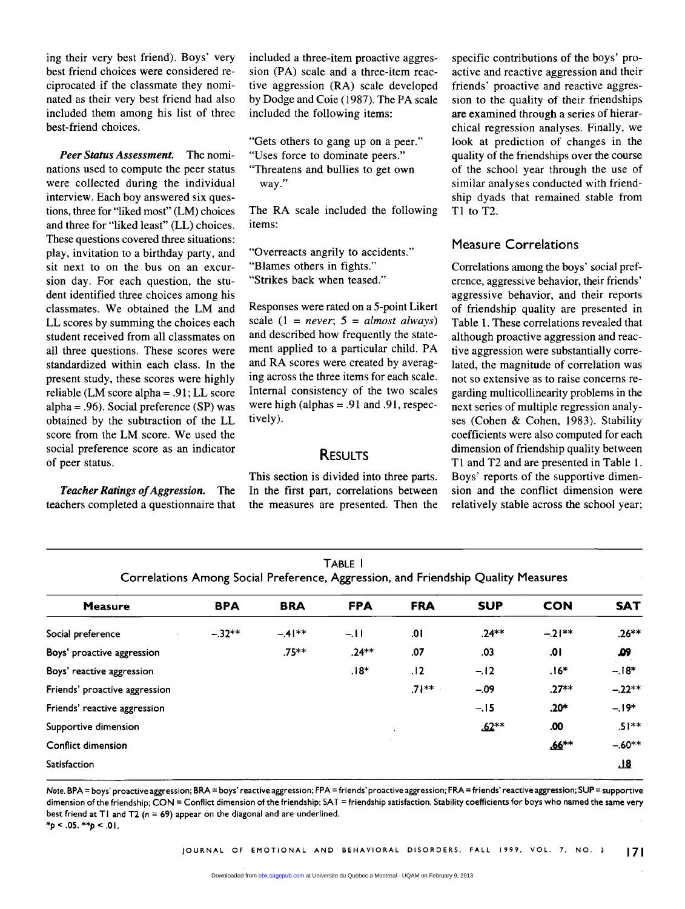ing their very best friend). Boys' very best friend choices were considered reciprocated if the classmate they nominated as their very best friend had also included them among his list of three best-friend choices.

***Peer Status Assessment.*** The nominations used to compute the peer status were collected during the individual interview. Each boy answered six questions, three for "liked most" (LM) choices and three for "liked least" (LL) choices. These questions covered three situations: play, invitation to a birthday party, and sit next to on the bus on an excursion day. For each question, the student identified three choices among his classmates. We obtained the LM and LL scores by summing the choices each student received from all classmates on all three questions. These scores were standardized within each class. In the present study, these scores were highly reliable (LM score alpha = .91; LL score alpha = .96). Social preference (SP) was obtained by the subtraction of the LL score from the LM score. We used the social preference score as an indicator of peer status.

***Teacher Ratings of Aggression.*** The teachers completed a questionnaire that included a three-item proactive aggression (PA) scale and a three-item reactive aggression (RA) scale developed by Dodge and Coie (1987). The PA scale included the following items:

"Gets others to gang up on a peer."
"Uses force to dominate peers."
"Threatens and bullies to get own way."

The RA scale included the following items:

"Overreacts angrily to accidents."
"Blames others in fights."
"Strikes back when teased."

Responses were rated on a 5-point Likert scale (1 = *never*; 5 = *almost always*) and described how frequently the statement applied to a particular child. PA and RA scores were created by averaging across the three items for each scale. Internal consistency of the two scales were high (alphas = .91 and .91, respectively).

## RESULTS

This section is divided into three parts. In the first part, correlations between the measures are presented. Then the specific contributions of the boys' proactive and reactive aggression and their friends' proactive and reactive aggression to the quality of their friendships are examined through a series of hierarchical regression analyses. Finally, we look at prediction of changes in the quality of the friendships over the course of the school year through the use of similar analyses conducted with friendship dyads that remained stable from T1 to T2.

### Measure Correlations

Correlations among the boys' social preference, aggressive behavior, their friends' aggressive behavior, and their reports of friendship quality are presented in Table 1. These correlations revealed that although proactive aggression and reactive aggression were substantially correlated, the magnitude of correlation was not so extensive as to raise concerns regarding multicollinearity problems in the next series of multiple regression analyses (Cohen & Cohen, 1983). Stability coefficients were also computed for each dimension of friendship quality between T1 and T2 and are presented in Table 1. Boys' reports of the supportive dimension and the conflict dimension were relatively stable across the school year;

TABLE 1
Correlations Among Social Preference, Aggression, and Friendship Quality Measures

| Measure | BPA | BRA | FPA | FRA | SUP | CON | SAT |
|---|---|---|---|---|---|---|---|
| Social preference | −.32** | −.41** | −.11 | .01 | .24** | −.21** | .26** |
| Boys' proactive aggression | | .75** | .24** | .07 | .03 | .01 | .09 |
| Boys' reactive aggression | | | .18* | .12 | −.12 | .16* | −.18* |
| Friends' proactive aggression | | | | .71** | −.09 | .27** | −.22** |
| Friends' reactive aggression | | | | | −.15 | .20* | −.19* |
| Supportive dimension | | | | | <u>.62**</u> | .00 | .51** |
| Conflict dimension | | | | | | <u>.66**</u> | −.60** |
| Satisfaction | | | | | | | <u>.18</u> |

*Note.* BPA = boys' proactive aggression; BRA = boys' reactive aggression; FPA = friends' proactive aggression; FRA = friends' reactive aggression; SUP = supportive dimension of the friendship; CON = Conflict dimension of the friendship; SAT = friendship satisfaction. Stability coefficients for boys who named the same very best friend at T1 and T2 ($n = 69$) appear on the diagonal and are underlined.
*$p < .05$. **$p < .01$.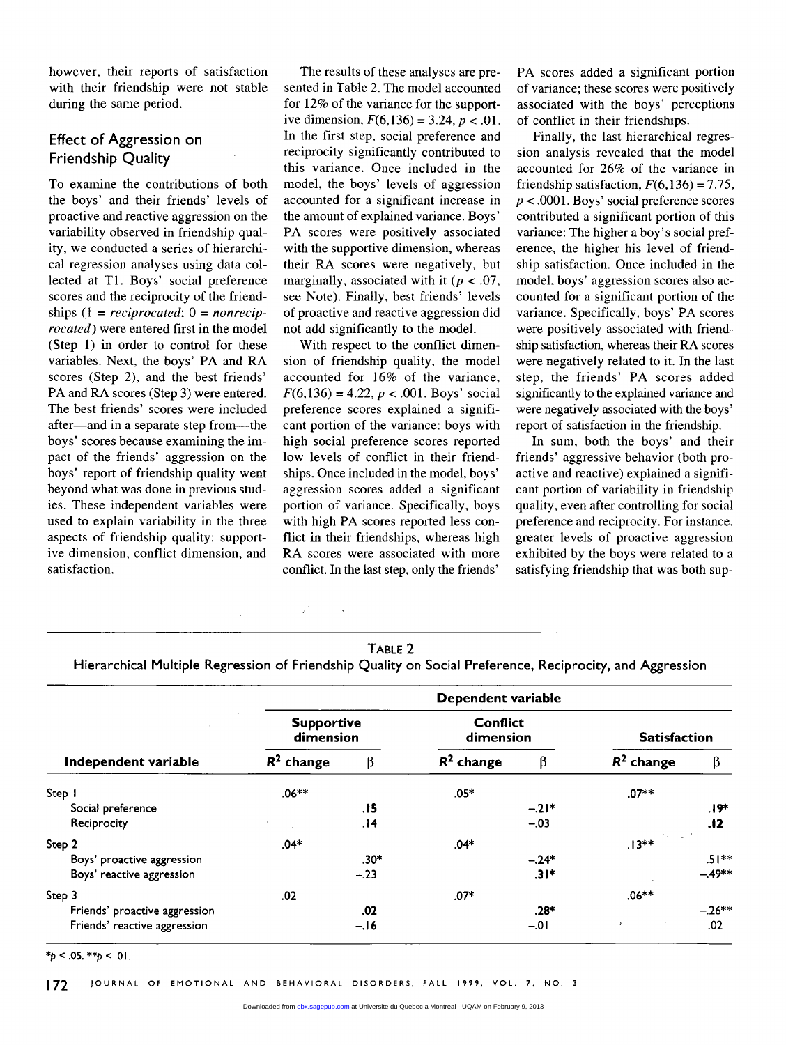however, their reports of satisfaction with their friendship were not stable during the same period.

## Effect of Aggression on Friendship Quality

To examine the contributions of both the boys' and their friends' levels of proactive and reactive aggression on the variability observed in friendship quality, we conducted a series of hierarchical regression analyses using data collected at T1. Boys' social preference scores and the reciprocity of the friendships (1 = *reciprocated*; 0 = *nonreciprocated*) were entered first in the model (Step 1) in order to control for these variables. Next, the boys' PA and RA scores (Step 2), and the best friends' PA and RA scores (Step 3) were entered. The best friends' scores were included after—and in a separate step from—the boys' scores because examining the impact of the friends' aggression on the boys' report of friendship quality went beyond what was done in previous studies. These independent variables were used to explain variability in the three aspects of friendship quality: supportive dimension, conflict dimension, and satisfaction.

The results of these analyses are presented in Table 2. The model accounted for 12% of the variance for the supportive dimension, $F(6,136) = 3.24$, $p < .01$. In the first step, social preference and reciprocity significantly contributed to this variance. Once included in the model, the boys' levels of aggression accounted for a significant increase in the amount of explained variance. Boys' PA scores were positively associated with the supportive dimension, whereas their RA scores were negatively, but marginally, associated with it ($p < .07$, see Note). Finally, best friends' levels of proactive and reactive aggression did not add significantly to the model.

With respect to the conflict dimension of friendship quality, the model accounted for 16% of the variance, $F(6,136) = 4.22$, $p < .001$. Boys' social preference scores explained a significant portion of the variance: boys with high social preference scores reported low levels of conflict in their friendships. Once included in the model, boys' aggression scores added a significant portion of variance. Specifically, boys with high PA scores reported less conflict in their friendships, whereas high RA scores were associated with more conflict. In the last step, only the friends' PA scores added a significant portion of variance; these scores were positively associated with the boys' perceptions of conflict in their friendships.

Finally, the last hierarchical regression analysis revealed that the model accounted for 26% of the variance in friendship satisfaction, $F(6,136) = 7.75$, $p < .0001$. Boys' social preference scores contributed a significant portion of this variance: The higher a boy's social preference, the higher his level of friendship satisfaction. Once included in the model, boys' aggression scores also accounted for a significant portion of the variance. Specifically, boys' PA scores were positively associated with friendship satisfaction, whereas their RA scores were negatively related to it. In the last step, the friends' PA scores added significantly to the explained variance and were negatively associated with the boys' report of satisfaction in the friendship.

In sum, both the boys' and their friends' aggressive behavior (both proactive and reactive) explained a significant portion of variability in friendship quality, even after controlling for social preference and reciprocity. For instance, greater levels of proactive aggression exhibited by the boys were related to a satisfying friendship that was both sup-

TABLE 2
Hierarchical Multiple Regression of Friendship Quality on Social Preference, Reciprocity, and Aggression

| | Dependent variable | | | | | |
|---|---|---|---|---|---|---|
| | Supportive dimension | | Conflict dimension | | Satisfaction | |
| Independent variable | $R^2$ change | β | $R^2$ change | β | $R^2$ change | β |
| Step 1 | .06** | | .05* | | .07** | |
| Social preference | | .15 | | −.21* | | .19* |
| Reciprocity | | .14 | | −.03 | | .12 |
| Step 2 | .04* | | .04* | | .13** | |
| Boys' proactive aggression | | .30* | | −.24* | | .51** |
| Boys' reactive aggression | | −.23 | | .31* | | −.49** |
| Step 3 | .02 | | .07* | | .06** | |
| Friends' proactive aggression | | .02 | | .28* | | −.26** |
| Friends' reactive aggression | | −.16 | | −.01 | | .02 |

*$p < .05$. **$p < .01$.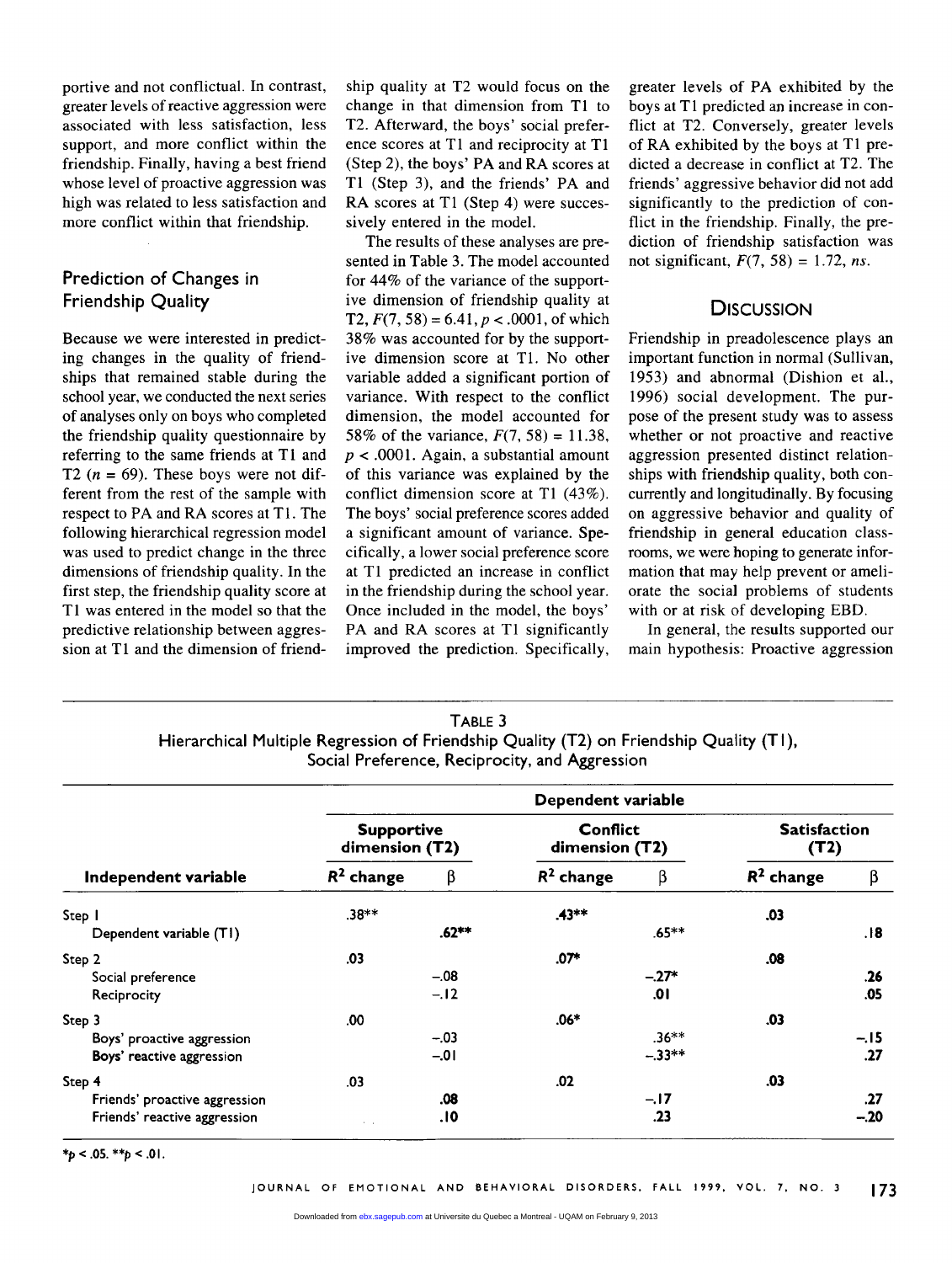portive and not conflictual. In contrast, greater levels of reactive aggression were associated with less satisfaction, less support, and more conflict within the friendship. Finally, having a best friend whose level of proactive aggression was high was related to less satisfaction and more conflict within that friendship.

## Prediction of Changes in Friendship Quality

Because we were interested in predicting changes in the quality of friendships that remained stable during the school year, we conducted the next series of analyses only on boys who completed the friendship quality questionnaire by referring to the same friends at T1 and T2 ($n = 69$). These boys were not different from the rest of the sample with respect to PA and RA scores at T1. The following hierarchical regression model was used to predict change in the three dimensions of friendship quality. In the first step, the friendship quality score at T1 was entered in the model so that the predictive relationship between aggression at T1 and the dimension of friendship quality at T2 would focus on the change in that dimension from T1 to T2. Afterward, the boys' social preference scores at T1 and reciprocity at T1 (Step 2), the boys' PA and RA scores at T1 (Step 3), and the friends' PA and RA scores at T1 (Step 4) were successively entered in the model.

The results of these analyses are presented in Table 3. The model accounted for 44% of the variance of the supportive dimension of friendship quality at T2, $F(7, 58) = 6.41$, $p < .0001$, of which 38% was accounted for by the supportive dimension score at T1. No other variable added a significant portion of variance. With respect to the conflict dimension, the model accounted for 58% of the variance, $F(7, 58) = 11.38$, $p < .0001$. Again, a substantial amount of this variance was explained by the conflict dimension score at T1 (43%). The boys' social preference scores added a significant amount of variance. Specifically, a lower social preference score at T1 predicted an increase in conflict in the friendship during the school year. Once included in the model, the boys' PA and RA scores at T1 significantly improved the prediction. Specifically, greater levels of PA exhibited by the boys at T1 predicted an increase in conflict at T2. Conversely, greater levels of RA exhibited by the boys at T1 predicted a decrease in conflict at T2. The friends' aggressive behavior did not add significantly to the prediction of conflict in the friendship. Finally, the prediction of friendship satisfaction was not significant, $F(7, 58) = 1.72$, *ns*.

## Discussion

Friendship in preadolescence plays an important function in normal (Sullivan, 1953) and abnormal (Dishion et al., 1996) social development. The purpose of the present study was to assess whether or not proactive and reactive aggression presented distinct relationships with friendship quality, both concurrently and longitudinally. By focusing on aggressive behavior and quality of friendship in general education classrooms, we were hoping to generate information that may help prevent or ameliorate the social problems of students with or at risk of developing EBD.

In general, the results supported our main hypothesis: Proactive aggression

**Table 3**
Hierarchical Multiple Regression of Friendship Quality (T2) on Friendship Quality (T1), Social Preference, Reciprocity, and Aggression

| | Dependent variable | | | | | |
|---|---|---|---|---|---|---|
| | Supportive dimension (T2) | | Conflict dimension (T2) | | Satisfaction (T2) | |
| Independent variable | $R^2$ change | β | $R^2$ change | β | $R^2$ change | β |
| Step 1 | .38** | | .43** | | .03 | |
| Dependent variable (T1) | | .62** | | .65** | | .18 |
| Step 2 | .03 | | .07* | | .08 | |
| Social preference | | −.08 | | −.27* | | .26 |
| Reciprocity | | −.12 | | .01 | | .05 |
| Step 3 | .00 | | .06* | | .03 | |
| Boys' proactive aggression | | −.03 | | .36** | | −.15 |
| Boys' reactive aggression | | −.01 | | −.33** | | .27 |
| Step 4 | .03 | | .02 | | .03 | |
| Friends' proactive aggression | | .08 | | −.17 | | .27 |
| Friends' reactive aggression | | .10 | | .23 | | −.20 |

*$p < .05$. **$p < .01$.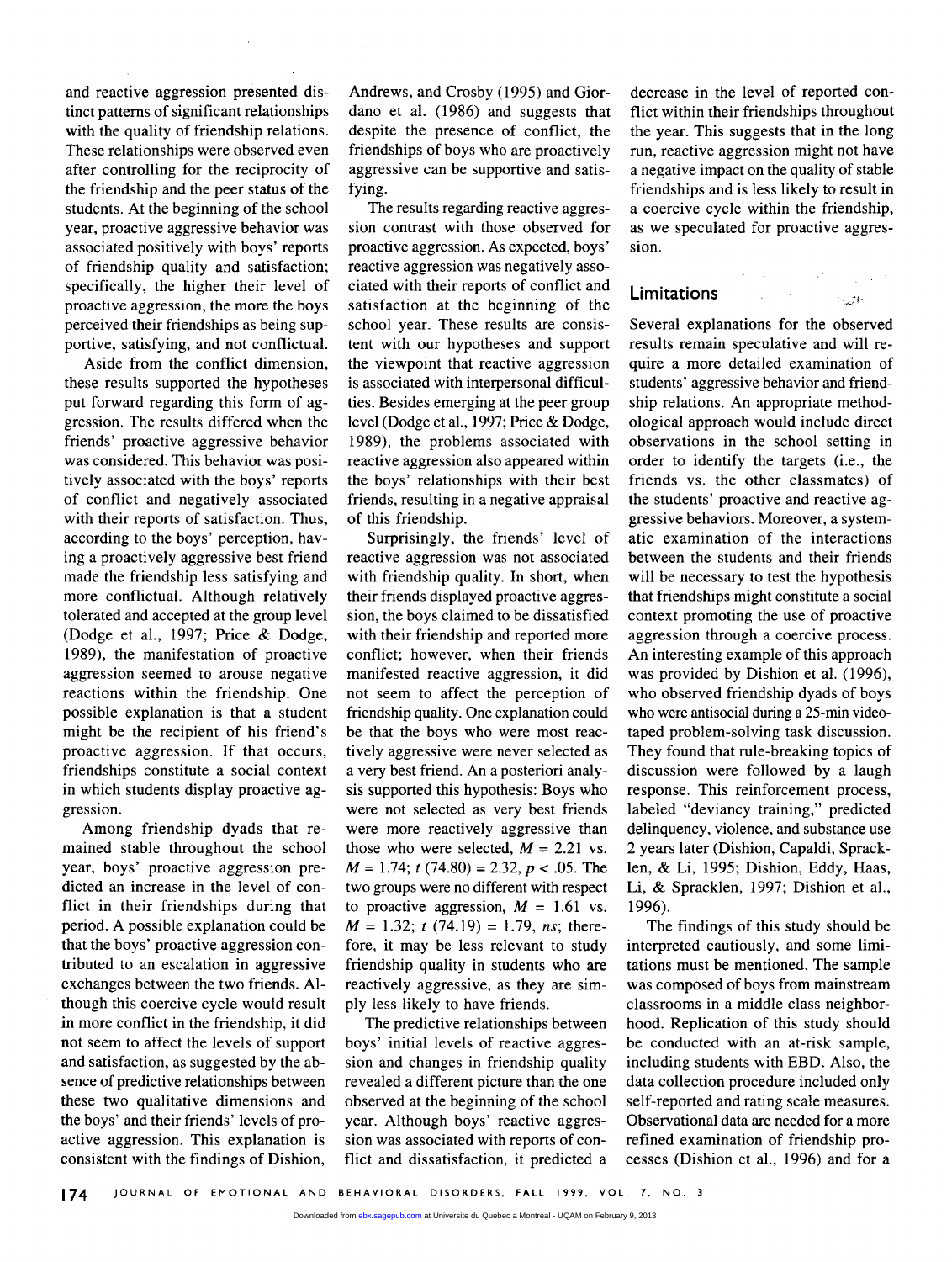and reactive aggression presented distinct patterns of significant relationships with the quality of friendship relations. These relationships were observed even after controlling for the reciprocity of the friendship and the peer status of the students. At the beginning of the school year, proactive aggressive behavior was associated positively with boys' reports of friendship quality and satisfaction; specifically, the higher their level of proactive aggression, the more the boys perceived their friendships as being supportive, satisfying, and not conflictual.

Aside from the conflict dimension, these results supported the hypotheses put forward regarding this form of aggression. The results differed when the friends' proactive aggressive behavior was considered. This behavior was positively associated with the boys' reports of conflict and negatively associated with their reports of satisfaction. Thus, according to the boys' perception, having a proactively aggressive best friend made the friendship less satisfying and more conflictual. Although relatively tolerated and accepted at the group level (Dodge et al., 1997; Price & Dodge, 1989), the manifestation of proactive aggression seemed to arouse negative reactions within the friendship. One possible explanation is that a student might be the recipient of his friend's proactive aggression. If that occurs, friendships constitute a social context in which students display proactive aggression.

Among friendship dyads that remained stable throughout the school year, boys' proactive aggression predicted an increase in the level of conflict in their friendships during that period. A possible explanation could be that the boys' proactive aggression contributed to an escalation in aggressive exchanges between the two friends. Although this coercive cycle would result in more conflict in the friendship, it did not seem to affect the levels of support and satisfaction, as suggested by the absence of predictive relationships between these two qualitative dimensions and the boys' and their friends' levels of proactive aggression. This explanation is consistent with the findings of Dishion, Andrews, and Crosby (1995) and Giordano et al. (1986) and suggests that despite the presence of conflict, the friendships of boys who are proactively aggressive can be supportive and satisfying.

The results regarding reactive aggression contrast with those observed for proactive aggression. As expected, boys' reactive aggression was negatively associated with their reports of conflict and satisfaction at the beginning of the school year. These results are consistent with our hypotheses and support the viewpoint that reactive aggression is associated with interpersonal difficulties. Besides emerging at the peer group level (Dodge et al., 1997; Price & Dodge, 1989), the problems associated with reactive aggression also appeared within the boys' relationships with their best friends, resulting in a negative appraisal of this friendship.

Surprisingly, the friends' level of reactive aggression was not associated with friendship quality. In short, when their friends displayed proactive aggression, the boys claimed to be dissatisfied with their friendship and reported more conflict; however, when their friends manifested reactive aggression, it did not seem to affect the perception of friendship quality. One explanation could be that the boys who were most reactively aggressive were never selected as a very best friend. An a posteriori analysis supported this hypothesis: Boys who were not selected as very best friends were more reactively aggressive than those who were selected, $M = 2.21$ vs. $M = 1.74$; $t\ (74.80) = 2.32$, $p < .05$. The two groups were no different with respect to proactive aggression, $M = 1.61$ vs. $M = 1.32$; $t\ (74.19) = 1.79$, *ns*; therefore, it may be less relevant to study friendship quality in students who are reactively aggressive, as they are simply less likely to have friends.

The predictive relationships between boys' initial levels of reactive aggression and changes in friendship quality revealed a different picture than the one observed at the beginning of the school year. Although boys' reactive aggression was associated with reports of conflict and dissatisfaction, it predicted a decrease in the level of reported conflict within their friendships throughout the year. This suggests that in the long run, reactive aggression might not have a negative impact on the quality of stable friendships and is less likely to result in a coercive cycle within the friendship, as we speculated for proactive aggression.

## Limitations

Several explanations for the observed results remain speculative and will require a more detailed examination of students' aggressive behavior and friendship relations. An appropriate methodological approach would include direct observations in the school setting in order to identify the targets (i.e., the friends vs. the other classmates) of the students' proactive and reactive aggressive behaviors. Moreover, a systematic examination of the interactions between the students and their friends will be necessary to test the hypothesis that friendships might constitute a social context promoting the use of proactive aggression through a coercive process. An interesting example of this approach was provided by Dishion et al. (1996), who observed friendship dyads of boys who were antisocial during a 25-min videotaped problem-solving task discussion. They found that rule-breaking topics of discussion were followed by a laugh response. This reinforcement process, labeled "deviancy training," predicted delinquency, violence, and substance use 2 years later (Dishion, Capaldi, Spracklen, & Li, 1995; Dishion, Eddy, Haas, Li, & Spracklen, 1997; Dishion et al., 1996).

The findings of this study should be interpreted cautiously, and some limitations must be mentioned. The sample was composed of boys from mainstream classrooms in a middle class neighborhood. Replication of this study should be conducted with an at-risk sample, including students with EBD. Also, the data collection procedure included only self-reported and rating scale measures. Observational data are needed for a more refined examination of friendship processes (Dishion et al., 1996) and for a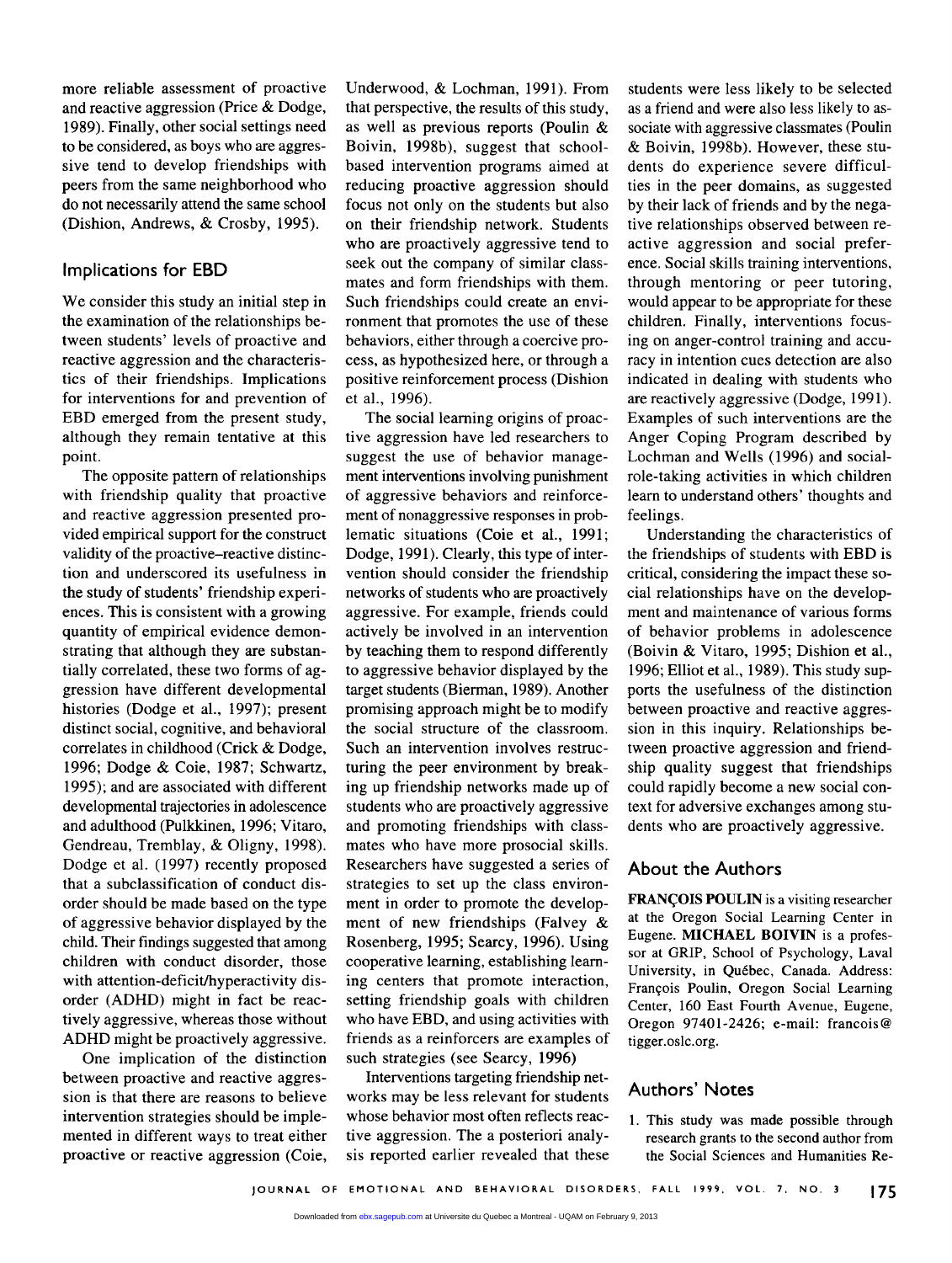more reliable assessment of proactive and reactive aggression (Price & Dodge, 1989). Finally, other social settings need to be considered, as boys who are aggressive tend to develop friendships with peers from the same neighborhood who do not necessarily attend the same school (Dishion, Andrews, & Crosby, 1995).

## Implications for EBD

We consider this study an initial step in the examination of the relationships between students' levels of proactive and reactive aggression and the characteristics of their friendships. Implications for interventions for and prevention of EBD emerged from the present study, although they remain tentative at this point.

The opposite pattern of relationships with friendship quality that proactive and reactive aggression presented provided empirical support for the construct validity of the proactive–reactive distinction and underscored its usefulness in the study of students' friendship experiences. This is consistent with a growing quantity of empirical evidence demonstrating that although they are substantially correlated, these two forms of aggression have different developmental histories (Dodge et al., 1997); present distinct social, cognitive, and behavioral correlates in childhood (Crick & Dodge, 1996; Dodge & Coie, 1987; Schwartz, 1995); and are associated with different developmental trajectories in adolescence and adulthood (Pulkkinen, 1996; Vitaro, Gendreau, Tremblay, & Oligny, 1998). Dodge et al. (1997) recently proposed that a subclassification of conduct disorder should be made based on the type of aggressive behavior displayed by the child. Their findings suggested that among children with conduct disorder, those with attention-deficit/hyperactivity disorder (ADHD) might in fact be reactively aggressive, whereas those without ADHD might be proactively aggressive.

One implication of the distinction between proactive and reactive aggression is that there are reasons to believe intervention strategies should be implemented in different ways to treat either proactive or reactive aggression (Coie, Underwood, & Lochman, 1991). From that perspective, the results of this study, as well as previous reports (Poulin & Boivin, 1998b), suggest that school-based intervention programs aimed at reducing proactive aggression should focus not only on the students but also on their friendship network. Students who are proactively aggressive tend to seek out the company of similar classmates and form friendships with them. Such friendships could create an environment that promotes the use of these behaviors, either through a coercive process, as hypothesized here, or through a positive reinforcement process (Dishion et al., 1996).

The social learning origins of proactive aggression have led researchers to suggest the use of behavior management interventions involving punishment of aggressive behaviors and reinforcement of nonaggressive responses in problematic situations (Coie et al., 1991; Dodge, 1991). Clearly, this type of intervention should consider the friendship networks of students who are proactively aggressive. For example, friends could actively be involved in an intervention by teaching them to respond differently to aggressive behavior displayed by the target students (Bierman, 1989). Another promising approach might be to modify the social structure of the classroom. Such an intervention involves restructuring the peer environment by breaking up friendship networks made up of students who are proactively aggressive and promoting friendships with classmates who have more prosocial skills. Researchers have suggested a series of strategies to set up the class environment in order to promote the development of new friendships (Falvey & Rosenberg, 1995; Searcy, 1996). Using cooperative learning, establishing learning centers that promote interaction, setting friendship goals with children who have EBD, and using activities with friends as a reinforcers are examples of such strategies (see Searcy, 1996)

Interventions targeting friendship networks may be less relevant for students whose behavior most often reflects reactive aggression. The a posteriori analysis reported earlier revealed that these students were less likely to be selected as a friend and were also less likely to associate with aggressive classmates (Poulin & Boivin, 1998b). However, these students do experience severe difficulties in the peer domains, as suggested by their lack of friends and by the negative relationships observed between reactive aggression and social preference. Social skills training interventions, through mentoring or peer tutoring, would appear to be appropriate for these children. Finally, interventions focusing on anger-control training and accuracy in intention cues detection are also indicated in dealing with students who are reactively aggressive (Dodge, 1991). Examples of such interventions are the Anger Coping Program described by Lochman and Wells (1996) and social-role-taking activities in which children learn to understand others' thoughts and feelings.

Understanding the characteristics of the friendships of students with EBD is critical, considering the impact these social relationships have on the development and maintenance of various forms of behavior problems in adolescence (Boivin & Vitaro, 1995; Dishion et al., 1996; Elliot et al., 1989). This study supports the usefulness of the distinction between proactive and reactive aggression in this inquiry. Relationships between proactive aggression and friendship quality suggest that friendships could rapidly become a new social context for adverse exchanges among students who are proactively aggressive.

## About the Authors

**FRANÇOIS POULIN** is a visiting researcher at the Oregon Social Learning Center in Eugene. **MICHAEL BOIVIN** is a professor at GRIP, School of Psychology, Laval University, in Québec, Canada. Address: François Poulin, Oregon Social Learning Center, 160 East Fourth Avenue, Eugene, Oregon 97401-2426; e-mail: francois@tigger.oslc.org.

## Authors' Notes

1. This study was made possible through research grants to the second author from the Social Sciences and Humanities Re-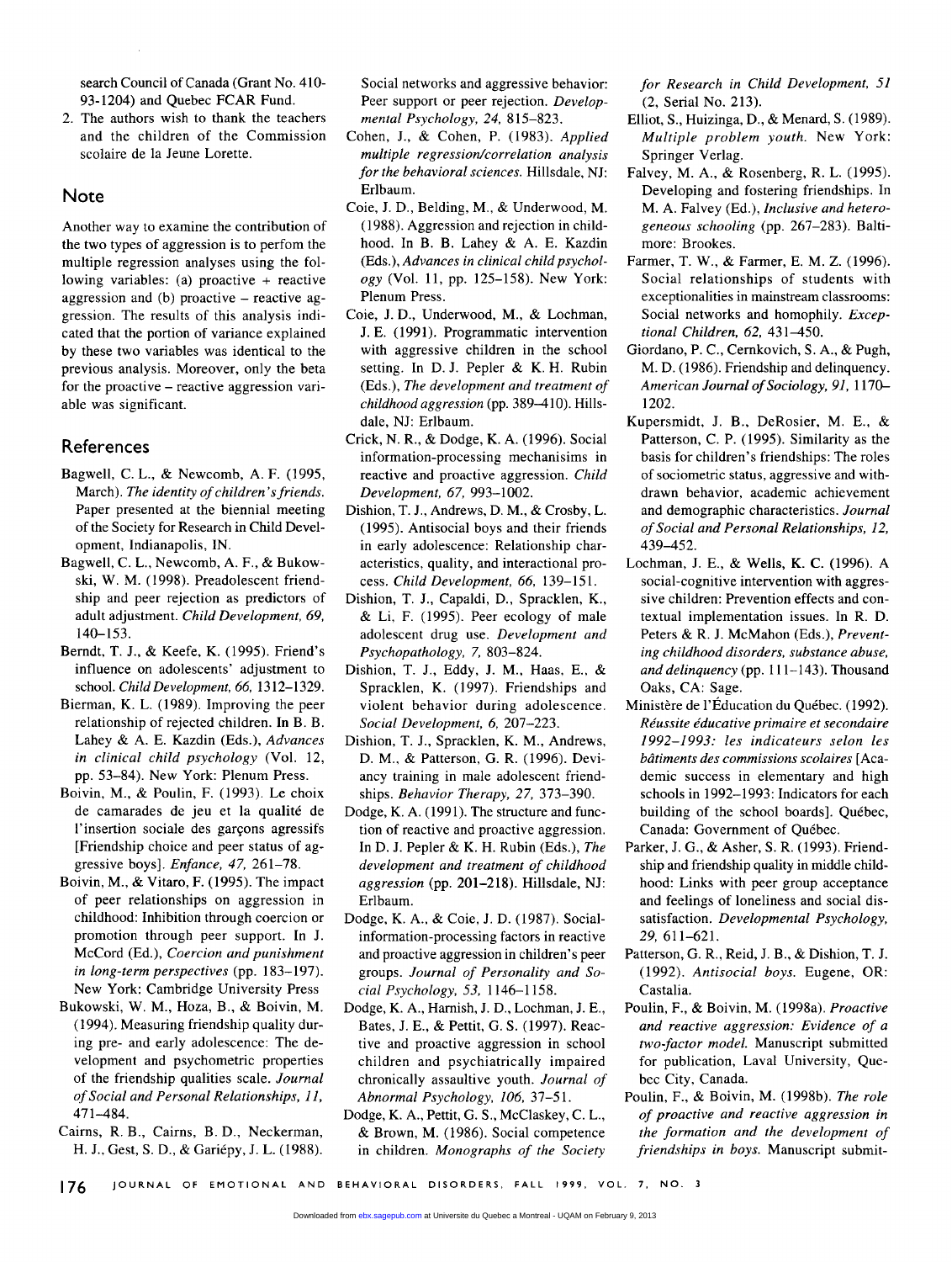search Council of Canada (Grant No. 410-93-1204) and Quebec FCAR Fund.

2. The authors wish to thank the teachers and the children of the Commission scolaire de la Jeune Lorette.

## Note

Another way to examine the contribution of the two types of aggression is to perfom the multiple regression analyses using the following variables: (a) proactive + reactive aggression and (b) proactive – reactive aggression. The results of this analysis indicated that the portion of variance explained by these two variables was identical to the previous analysis. Moreover, only the beta for the proactive – reactive aggression variable was significant.

## References

Bagwell, C. L., & Newcomb, A. F. (1995, March). *The identity of children's friends.* Paper presented at the biennial meeting of the Society for Research in Child Development, Indianapolis, IN.

Bagwell, C. L., Newcomb, A. F., & Bukowski, W. M. (1998). Preadolescent friendship and peer rejection as predictors of adult adjustment. *Child Development, 69,* 140–153.

Berndt, T. J., & Keefe, K. (1995). Friend's influence on adolescents' adjustment to school. *Child Development, 66,* 1312–1329.

Bierman, K. L. (1989). Improving the peer relationship of rejected children. In B. B. Lahey & A. E. Kazdin (Eds.), *Advances in clinical child psychology* (Vol. 12, pp. 53–84). New York: Plenum Press.

Boivin, M., & Poulin, F. (1993). Le choix de camarades de jeu et la qualité de l'insertion sociale des garçons agressifs [Friendship choice and peer status of aggressive boys]. *Enfance, 47,* 261–78.

Boivin, M., & Vitaro, F. (1995). The impact of peer relationships on aggression in childhood: Inhibition through coercion or promotion through peer support. In J. McCord (Ed.), *Coercion and punishment in long-term perspectives* (pp. 183–197). New York: Cambridge University Press

Bukowski, W. M., Hoza, B., & Boivin, M. (1994). Measuring friendship quality during pre- and early adolescence: The development and psychometric properties of the friendship qualities scale. *Journal of Social and Personal Relationships, 11,* 471–484.

Cairns, R. B., Cairns, B. D., Neckerman, H. J., Gest, S. D., & Gariépy, J. L. (1988). Social networks and aggressive behavior: Peer support or peer rejection. *Developmental Psychology, 24,* 815–823.

Cohen, J., & Cohen, P. (1983). *Applied multiple regression/correlation analysis for the behavioral sciences.* Hillsdale, NJ: Erlbaum.

Coie, J. D., Belding, M., & Underwood, M. (1988). Aggression and rejection in childhood. In B. B. Lahey & A. E. Kazdin (Eds.), *Advances in clinical child psychology* (Vol. 11, pp. 125–158). New York: Plenum Press.

Coie, J. D., Underwood, M., & Lochman, J. E. (1991). Programmatic intervention with aggressive children in the school setting. In D. J. Pepler & K. H. Rubin (Eds.), *The development and treatment of childhood aggression* (pp. 389–410). Hillsdale, NJ: Erlbaum.

Crick, N. R., & Dodge, K. A. (1996). Social information-processing mechanisims in reactive and proactive aggression. *Child Development, 67,* 993–1002.

Dishion, T. J., Andrews, D. M., & Crosby, L. (1995). Antisocial boys and their friends in early adolescence: Relationship characteristics, quality, and interactional process. *Child Development, 66,* 139–151.

Dishion, T. J., Capaldi, D., Spracklen, K., & Li, F. (1995). Peer ecology of male adolescent drug use. *Development and Psychopathology, 7,* 803–824.

Dishion, T. J., Eddy, J. M., Haas, E., & Spracklen, K. (1997). Friendships and violent behavior during adolescence. *Social Development, 6,* 207–223.

Dishion, T. J., Spracklen, K. M., Andrews, D. M., & Patterson, G. R. (1996). Deviancy training in male adolescent friendships. *Behavior Therapy, 27,* 373–390.

Dodge, K. A. (1991). The structure and function of reactive and proactive aggression. In D. J. Pepler & K. H. Rubin (Eds.), *The development and treatment of childhood aggression* (pp. 201–218). Hillsdale, NJ: Erlbaum.

Dodge, K. A., & Coie, J. D. (1987). Social-information-processing factors in reactive and proactive aggression in children's peer groups. *Journal of Personality and Social Psychology, 53,* 1146–1158.

Dodge, K. A., Harnish, J. D., Lochman, J. E., Bates, J. E., & Pettit, G. S. (1997). Reactive and proactive aggression in school children and psychiatrically impaired chronically assaultive youth. *Journal of Abnormal Psychology, 106,* 37–51.

Dodge, K. A., Pettit, G. S., McClaskey, C. L., & Brown, M. (1986). Social competence in children. *Monographs of the Society for Research in Child Development, 51* (2, Serial No. 213).

Elliot, S., Huizinga, D., & Menard, S. (1989). *Multiple problem youth.* New York: Springer Verlag.

Falvey, M. A., & Rosenberg, R. L. (1995). Developing and fostering friendships. In M. A. Falvey (Ed.), *Inclusive and heterogeneous schooling* (pp. 267–283). Baltimore: Brookes.

Farmer, T. W., & Farmer, E. M. Z. (1996). Social relationships of students with exceptionalities in mainstream classrooms: Social networks and homophily. *Exceptional Children, 62,* 431–450.

Giordano, P. C., Cernkovich, S. A., & Pugh, M. D. (1986). Friendship and delinquency. *American Journal of Sociology, 91,* 1170–1202.

Kupersmidt, J. B., DeRosier, M. E., & Patterson, C. P. (1995). Similarity as the basis for children's friendships: The roles of sociometric status, aggressive and withdrawn behavior, academic achievement and demographic characteristics. *Journal of Social and Personal Relationships, 12,* 439–452.

Lochman, J. E., & Wells, K. C. (1996). A social-cognitive intervention with aggressive children: Prevention effects and contextual implementation issues. In R. D. Peters & R. J. McMahon (Eds.), *Preventing childhood disorders, substance abuse, and delinquency* (pp. 111–143). Thousand Oaks, CA: Sage.

Ministère de l'Éducation du Québec. (1992). *Réussite éducative primaire et secondaire 1992–1993: les indicateurs selon les bâtiments des commissions scolaires* [Academic success in elementary and high schools in 1992–1993: Indicators for each building of the school boards]. Québec, Canada: Government of Québec.

Parker, J. G., & Asher, S. R. (1993). Friendship and friendship quality in middle childhood: Links with peer group acceptance and feelings of loneliness and social dissatisfaction. *Developmental Psychology, 29,* 611–621.

Patterson, G. R., Reid, J. B., & Dishion, T. J. (1992). *Antisocial boys.* Eugene, OR: Castalia.

Poulin, F., & Boivin, M. (1998a). *Proactive and reactive aggression: Evidence of a two-factor model.* Manuscript submitted for publication, Laval University, Quebec City, Canada.

Poulin, F., & Boivin, M. (1998b). *The role of proactive and reactive aggression in the formation and the development of friendships in boys.* Manuscript submit-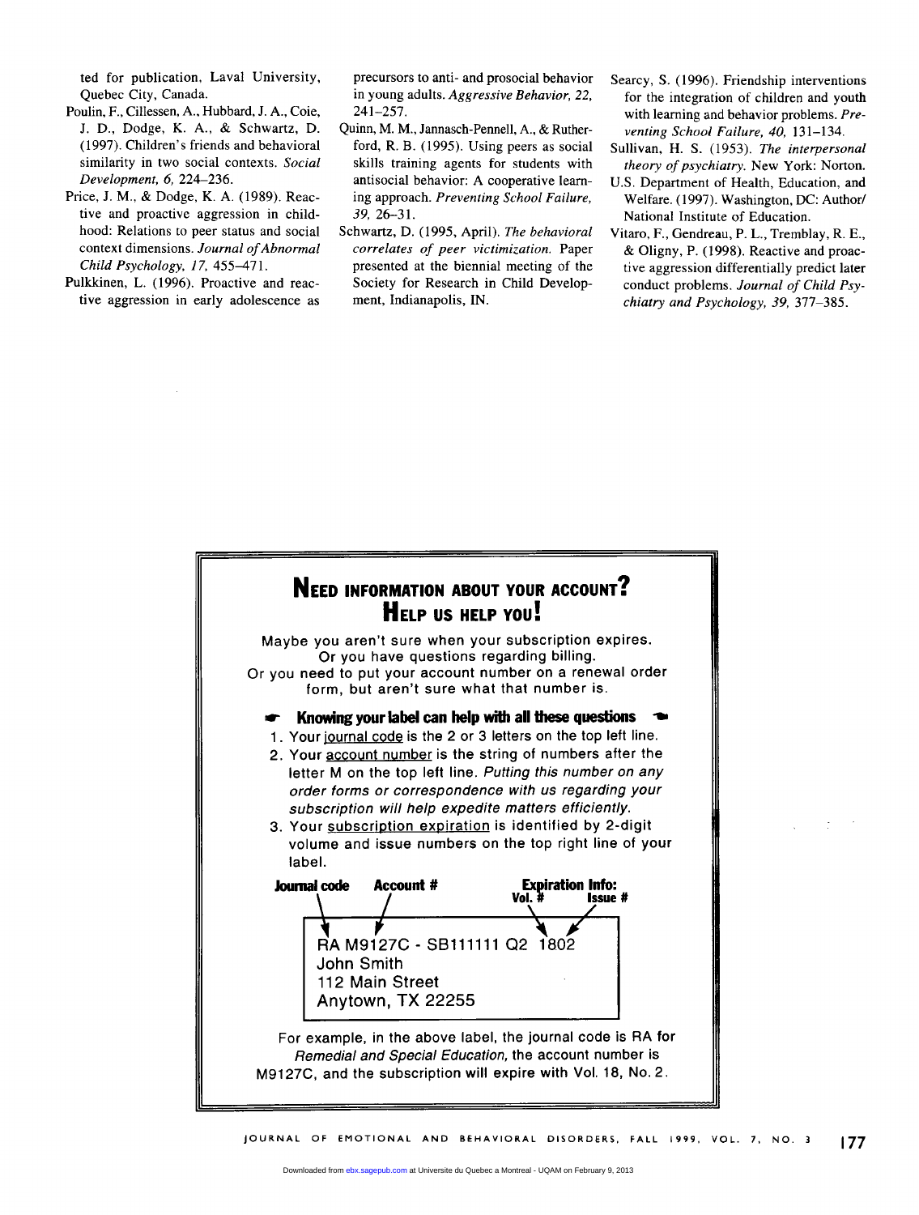ted for publication, Laval University, Quebec City, Canada.

Poulin, F., Cillessen, A., Hubbard, J. A., Coie, J. D., Dodge, K. A., & Schwartz, D. (1997). Children's friends and behavioral similarity in two social contexts. *Social Development, 6,* 224–236.

Price, J. M., & Dodge, K. A. (1989). Reactive and proactive aggression in childhood: Relations to peer status and social context dimensions. *Journal of Abnormal Child Psychology, 17,* 455–471.

Pulkkinen, L. (1996). Proactive and reactive aggression in early adolescence as precursors to anti- and prosocial behavior in young adults. *Aggressive Behavior, 22,* 241–257.

Quinn, M. M., Jannasch-Pennell, A., & Rutherford, R. B. (1995). Using peers as social skills training agents for students with antisocial behavior: A cooperative learning approach. *Preventing School Failure, 39,* 26–31.

Schwartz, D. (1995, April). *The behavioral correlates of peer victimization.* Paper presented at the biennial meeting of the Society for Research in Child Development, Indianapolis, IN.

Searcy, S. (1996). Friendship interventions for the integration of children and youth with learning and behavior problems. *Preventing School Failure, 40,* 131–134.

Sullivan, H. S. (1953). *The interpersonal theory of psychiatry.* New York: Norton.

U.S. Department of Health, Education, and Welfare. (1997). Washington, DC: Author/ National Institute of Education.

Vitaro, F., Gendreau, P. L., Tremblay, R. E., & Oligny, P. (1998). Reactive and proactive aggression differentially predict later conduct problems. *Journal of Child Psychiatry and Psychology, 39,* 377–385.

## Need information about your account? Help us help you!

Maybe you aren't sure when your subscription expires.
Or you have questions regarding billing.
Or you need to put your account number on a renewal order form, but aren't sure what that number is.

**Knowing your label can help with all these questions**

1. Your journal code is the 2 or 3 letters on the top left line.
2. Your account number is the string of numbers after the letter M on the top left line. *Putting this number on any order forms or correspondence with us regarding your subscription will help expedite matters efficiently.*
3. Your subscription expiration is identified by 2-digit volume and issue numbers on the top right line of your label.

**Journal code** **Account #** **Expiration Info: Vol. # Issue #**

RA M9127C - SB111111 Q2 1802
John Smith
112 Main Street
Anytown, TX 22255

For example, in the above label, the journal code is RA for *Remedial and Special Education,* the account number is M9127C, and the subscription will expire with Vol. 18, No. 2.